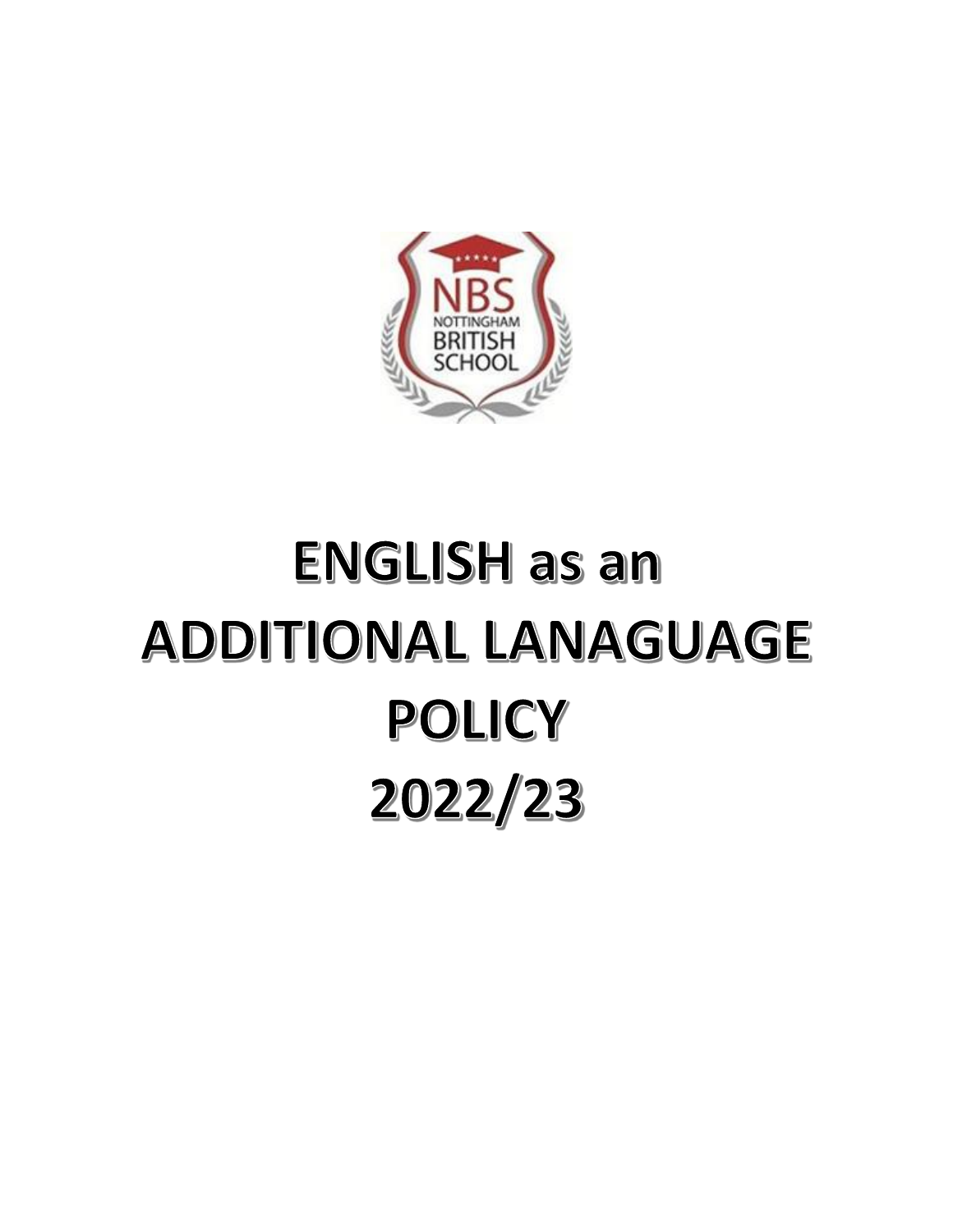NBS
NOTTINGHAM
BRITISH
SCHOOL

# ENGLISH as an ADDITIONAL LANAGUAGE POLICY 2022/23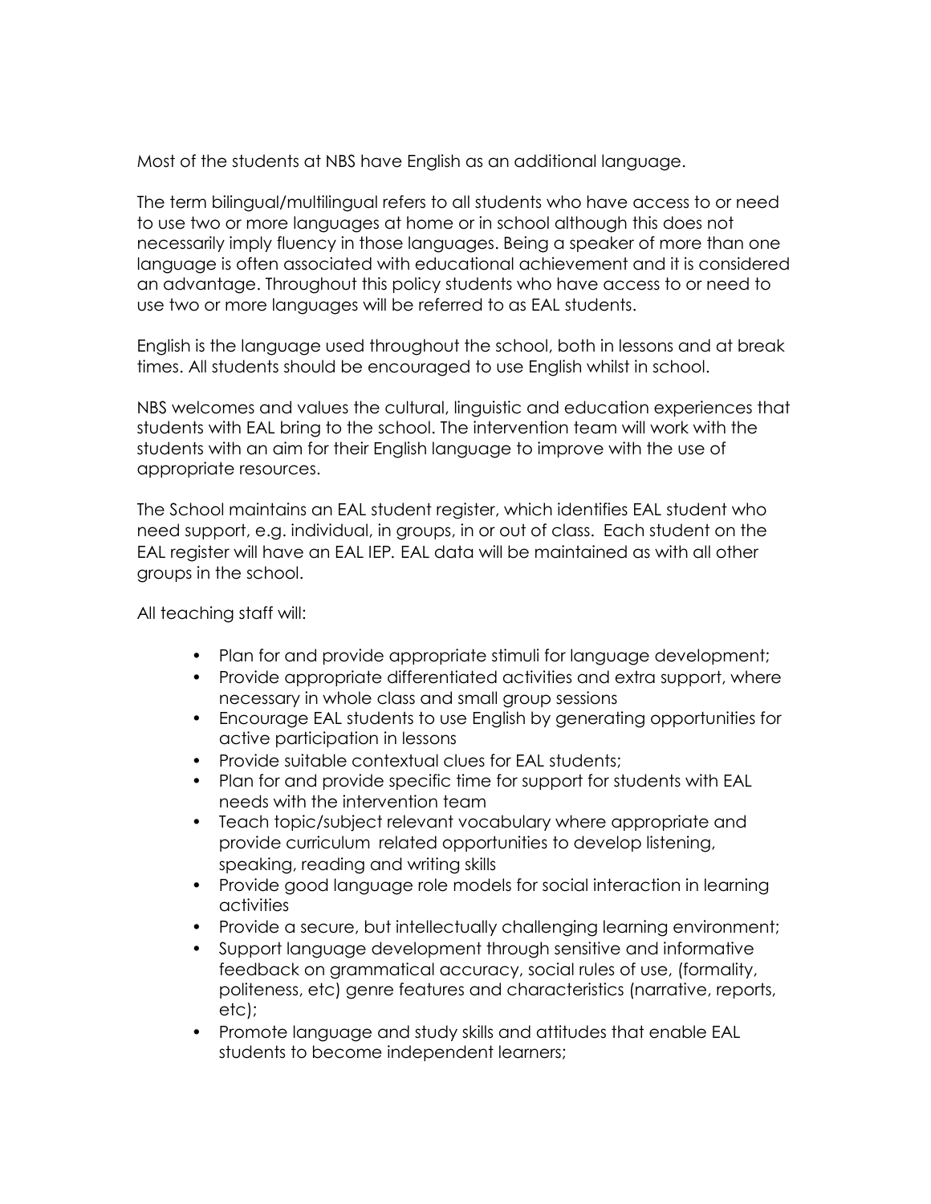Most of the students at NBS have English as an additional language.

The term bilingual/multilingual refers to all students who have access to or need to use two or more languages at home or in school although this does not necessarily imply fluency in those languages. Being a speaker of more than one language is often associated with educational achievement and it is considered an advantage. Throughout this policy students who have access to or need to use two or more languages will be referred to as EAL students.

English is the language used throughout the school, both in lessons and at break times. All students should be encouraged to use English whilst in school.

NBS welcomes and values the cultural, linguistic and education experiences that students with EAL bring to the school. The intervention team will work with the students with an aim for their English language to improve with the use of appropriate resources.

The School maintains an EAL student register, which identifies EAL student who need support, e.g. individual, in groups, in or out of class. Each student on the EAL register will have an EAL IEP. EAL data will be maintained as with all other groups in the school.

All teaching staff will:

- Plan for and provide appropriate stimuli for language development;
- Provide appropriate differentiated activities and extra support, where necessary in whole class and small group sessions
- Encourage EAL students to use English by generating opportunities for active participation in lessons
- Provide suitable contextual clues for EAL students;
- Plan for and provide specific time for support for students with EAL needs with the intervention team
- Teach topic/subject relevant vocabulary where appropriate and provide curriculum related opportunities to develop listening, speaking, reading and writing skills
- Provide good language role models for social interaction in learning activities
- Provide a secure, but intellectually challenging learning environment;
- Support language development through sensitive and informative feedback on grammatical accuracy, social rules of use, (formality, politeness, etc) genre features and characteristics (narrative, reports, etc);
- Promote language and study skills and attitudes that enable EAL students to become independent learners;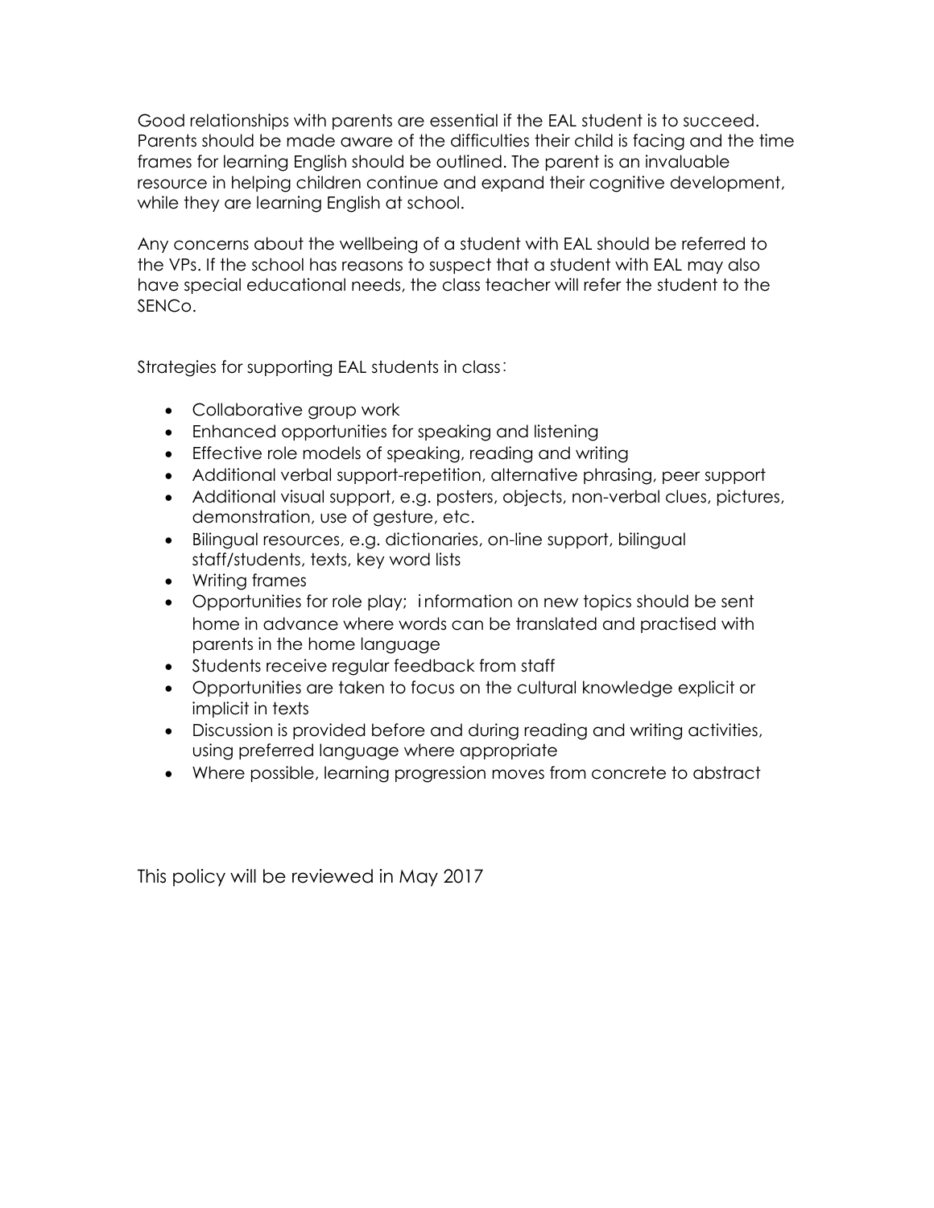Good relationships with parents are essential if the EAL student is to succeed. Parents should be made aware of the difficulties their child is facing and the time frames for learning English should be outlined. The parent is an invaluable resource in helping children continue and expand their cognitive development, while they are learning English at school.

Any concerns about the wellbeing of a student with EAL should be referred to the VPs. If the school has reasons to suspect that a student with EAL may also have special educational needs, the class teacher will refer the student to the SENCo.

Strategies for supporting EAL students in class：

- Collaborative group work
- Enhanced opportunities for speaking and listening
- Effective role models of speaking, reading and writing
- Additional verbal support-repetition, alternative phrasing, peer support
- Additional visual support, e.g. posters, objects, non-verbal clues, pictures, demonstration, use of gesture, etc.
- Bilingual resources, e.g. dictionaries, on-line support, bilingual staff/students, texts, key word lists
- Writing frames
- Opportunities for role play; information on new topics should be sent home in advance where words can be translated and practised with parents in the home language
- Students receive regular feedback from staff
- Opportunities are taken to focus on the cultural knowledge explicit or implicit in texts
- Discussion is provided before and during reading and writing activities, using preferred language where appropriate
- Where possible, learning progression moves from concrete to abstract

This policy will be reviewed in May 2017